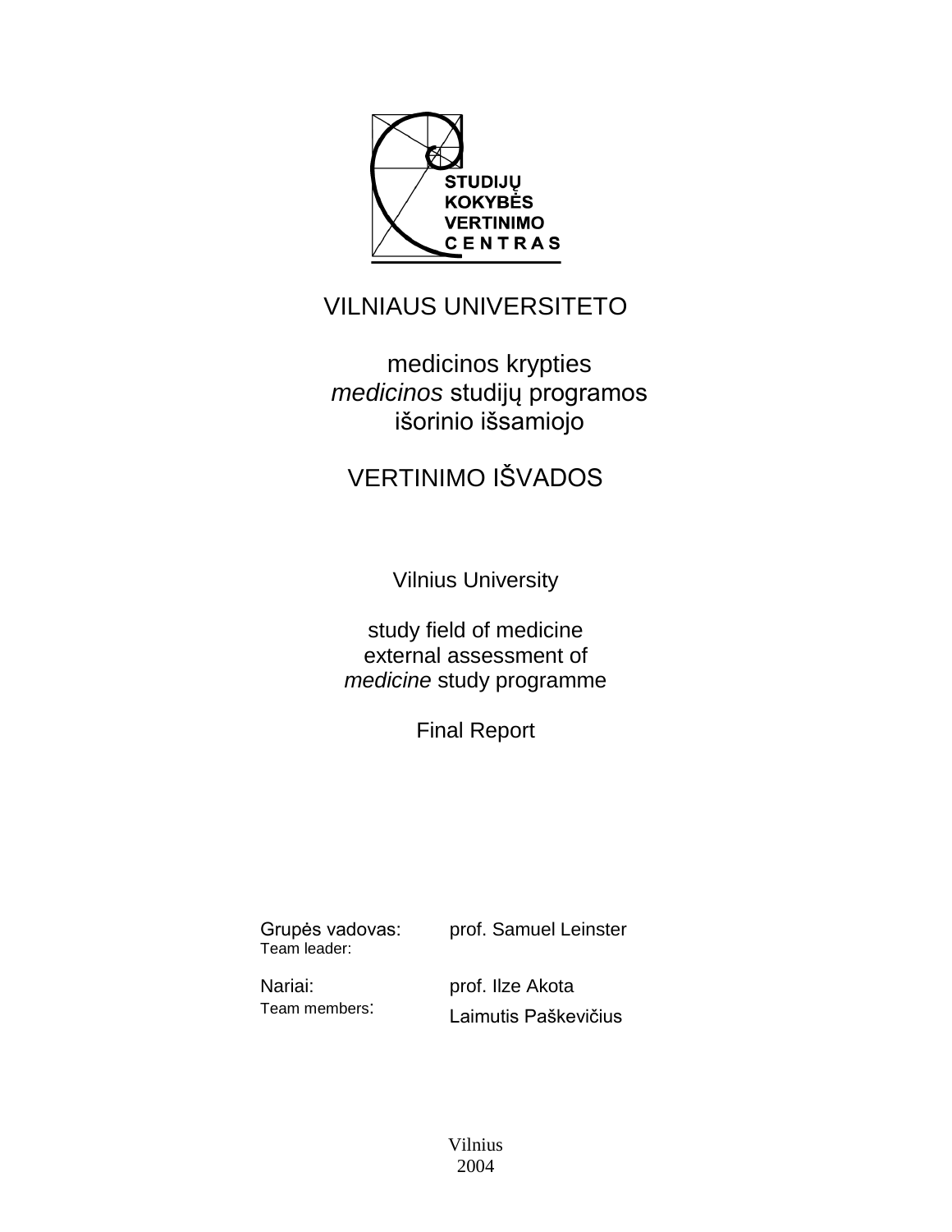STUDIJŲ
KOKYBĖS
VERTINIMO
CENTRAS

# VILNIAUS UNIVERSITETO

medicinos krypties
*medicinos* studijų programos
išorinio išsamiojo

# VERTINIMO IŠVADOS

Vilnius University

study field of medicine
external assessment of
*medicine* study programme

Final Report

| Grupės vadovas: Team leader: | prof. Samuel Leinster |
| --- | --- |
| Nariai: Team members: | prof. Ilze Akota<br>Laimutis Paškevičius |

Vilnius
2004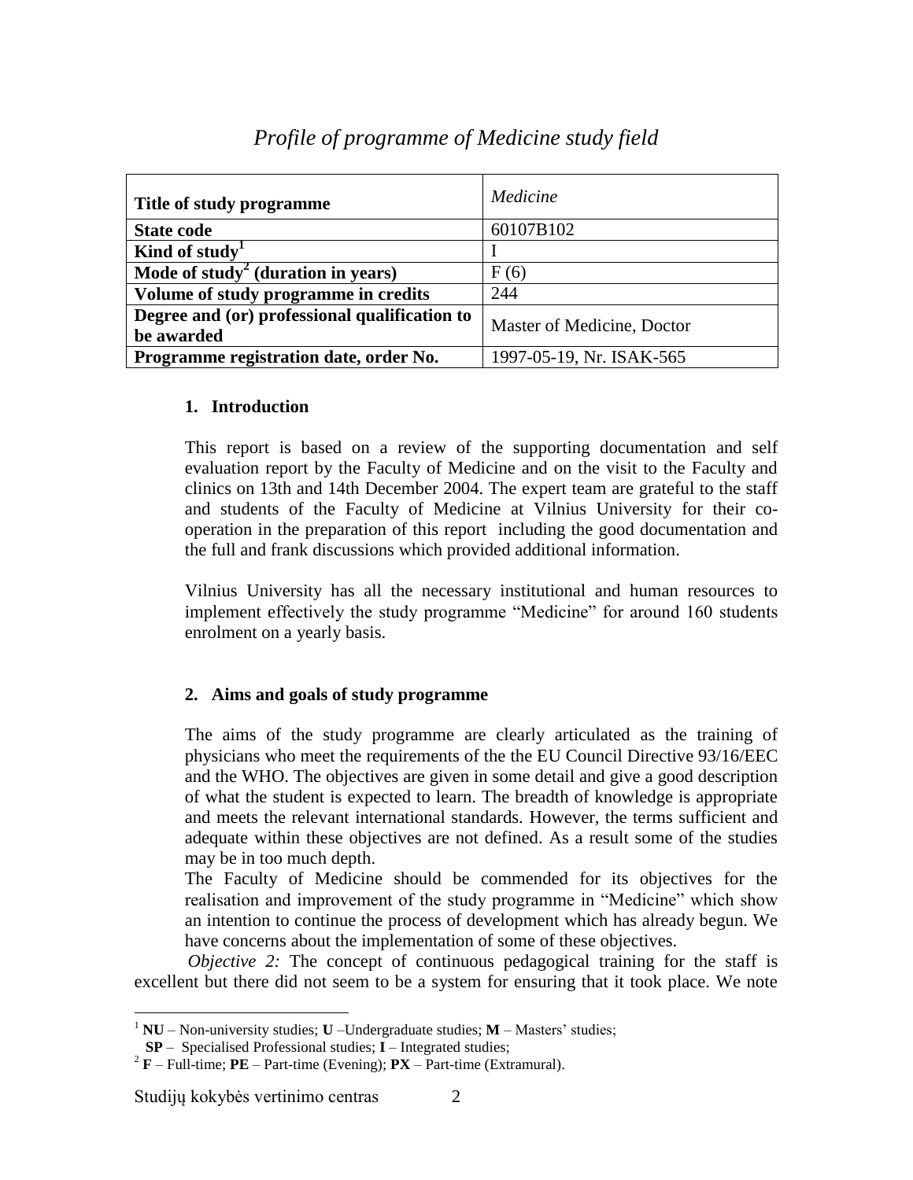*Profile of programme of Medicine study field*

| Title of study programme | *Medicine* |
|---|---|
| State code | 60107B102 |
| Kind of study[1] | I |
| Mode of study[2] (duration in years) | F (6) |
| Volume of study programme in credits | 244 |
| Degree and (or) professional qualification to be awarded | Master of Medicine, Doctor |
| Programme registration date, order No. | 1997-05-19, Nr. ISAK-565 |

## 1. Introduction

This report is based on a review of the supporting documentation and self evaluation report by the Faculty of Medicine and on the visit to the Faculty and clinics on 13th and 14th December 2004. The expert team are grateful to the staff and students of the Faculty of Medicine at Vilnius University for their co-operation in the preparation of this report including the good documentation and the full and frank discussions which provided additional information.

Vilnius University has all the necessary institutional and human resources to implement effectively the study programme "Medicine" for around 160 students enrolment on a yearly basis.

## 2. Aims and goals of study programme

The aims of the study programme are clearly articulated as the training of physicians who meet the requirements of the the EU Council Directive 93/16/EEC and the WHO. The objectives are given in some detail and give a good description of what the student is expected to learn. The breadth of knowledge is appropriate and meets the relevant international standards. However, the terms sufficient and adequate within these objectives are not defined. As a result some of the studies may be in too much depth.

The Faculty of Medicine should be commended for its objectives for the realisation and improvement of the study programme in "Medicine" which show an intention to continue the process of development which has already begun. We have concerns about the implementation of some of these objectives.

*Objective 2:* The concept of continuous pedagogical training for the staff is excellent but there did not seem to be a system for ensuring that it took place. We note

---

[1] **NU** – Non-university studies; **U** –Undergraduate studies; **M** – Masters' studies; **SP** – Specialised Professional studies; **I** – Integrated studies;

[2] **F** – Full-time; **PE** – Part-time (Evening); **PX** – Part-time (Extramural).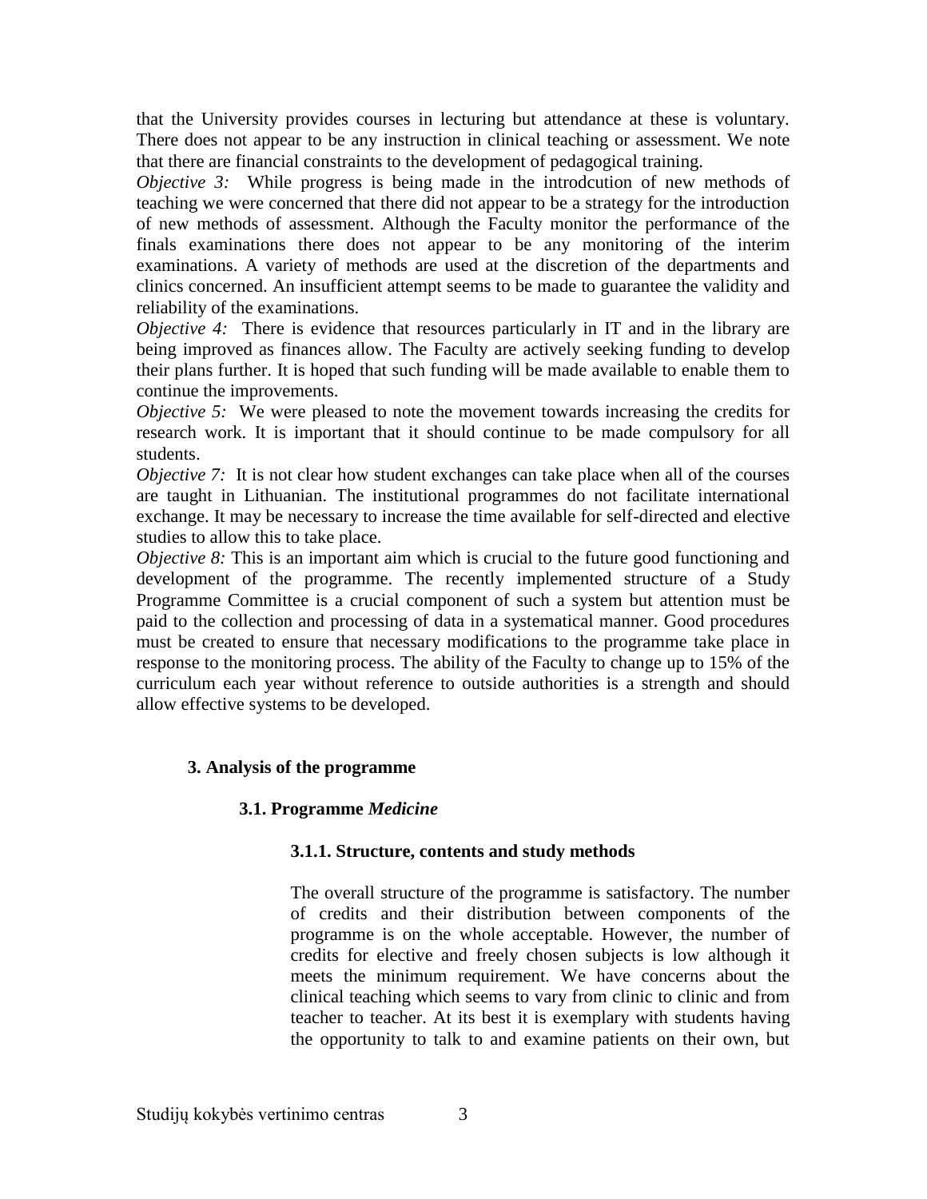that the University provides courses in lecturing but attendance at these is voluntary. There does not appear to be any instruction in clinical teaching or assessment. We note that there are financial constraints to the development of pedagogical training.

*Objective 3:* While progress is being made in the introdcution of new methods of teaching we were concerned that there did not appear to be a strategy for the introduction of new methods of assessment. Although the Faculty monitor the performance of the finals examinations there does not appear to be any monitoring of the interim examinations. A variety of methods are used at the discretion of the departments and clinics concerned. An insufficient attempt seems to be made to guarantee the validity and reliability of the examinations.

*Objective 4:* There is evidence that resources particularly in IT and in the library are being improved as finances allow. The Faculty are actively seeking funding to develop their plans further. It is hoped that such funding will be made available to enable them to continue the improvements.

*Objective 5:* We were pleased to note the movement towards increasing the credits for research work. It is important that it should continue to be made compulsory for all students.

*Objective 7:* It is not clear how student exchanges can take place when all of the courses are taught in Lithuanian. The institutional programmes do not facilitate international exchange. It may be necessary to increase the time available for self-directed and elective studies to allow this to take place.

*Objective 8:* This is an important aim which is crucial to the future good functioning and development of the programme. The recently implemented structure of a Study Programme Committee is a crucial component of such a system but attention must be paid to the collection and processing of data in a systematical manner. Good procedures must be created to ensure that necessary modifications to the programme take place in response to the monitoring process. The ability of the Faculty to change up to 15% of the curriculum each year without reference to outside authorities is a strength and should allow effective systems to be developed.

## 3. Analysis of the programme

### 3.1. Programme *Medicine*

#### 3.1.1. Structure, contents and study methods

The overall structure of the programme is satisfactory. The number of credits and their distribution between components of the programme is on the whole acceptable. However, the number of credits for elective and freely chosen subjects is low although it meets the minimum requirement. We have concerns about the clinical teaching which seems to vary from clinic to clinic and from teacher to teacher. At its best it is exemplary with students having the opportunity to talk to and examine patients on their own, but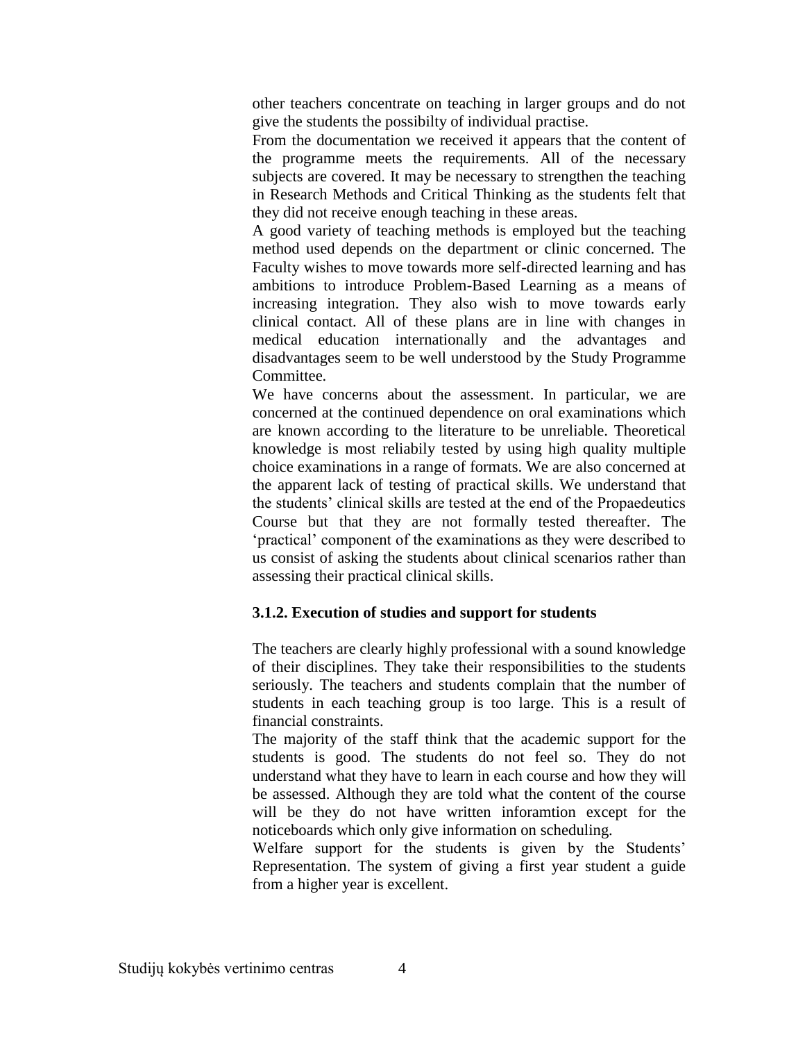other teachers concentrate on teaching in larger groups and do not give the students the possibilty of individual practise.

From the documentation we received it appears that the content of the programme meets the requirements. All of the necessary subjects are covered. It may be necessary to strengthen the teaching in Research Methods and Critical Thinking as the students felt that they did not receive enough teaching in these areas.

A good variety of teaching methods is employed but the teaching method used depends on the department or clinic concerned. The Faculty wishes to move towards more self-directed learning and has ambitions to introduce Problem-Based Learning as a means of increasing integration. They also wish to move towards early clinical contact. All of these plans are in line with changes in medical education internationally and the advantages and disadvantages seem to be well understood by the Study Programme Committee.

We have concerns about the assessment. In particular, we are concerned at the continued dependence on oral examinations which are known according to the literature to be unreliable. Theoretical knowledge is most reliabily tested by using high quality multiple choice examinations in a range of formats. We are also concerned at the apparent lack of testing of practical skills. We understand that the students' clinical skills are tested at the end of the Propaedeutics Course but that they are not formally tested thereafter. The 'practical' component of the examinations as they were described to us consist of asking the students about clinical scenarios rather than assessing their practical clinical skills.

### 3.1.2. Execution of studies and support for students

The teachers are clearly highly professional with a sound knowledge of their disciplines. They take their responsibilities to the students seriously. The teachers and students complain that the number of students in each teaching group is too large. This is a result of financial constraints.

The majority of the staff think that the academic support for the students is good. The students do not feel so. They do not understand what they have to learn in each course and how they will be assessed. Although they are told what the content of the course will be they do not have written inforamtion except for the noticeboards which only give information on scheduling.

Welfare support for the students is given by the Students' Representation. The system of giving a first year student a guide from a higher year is excellent.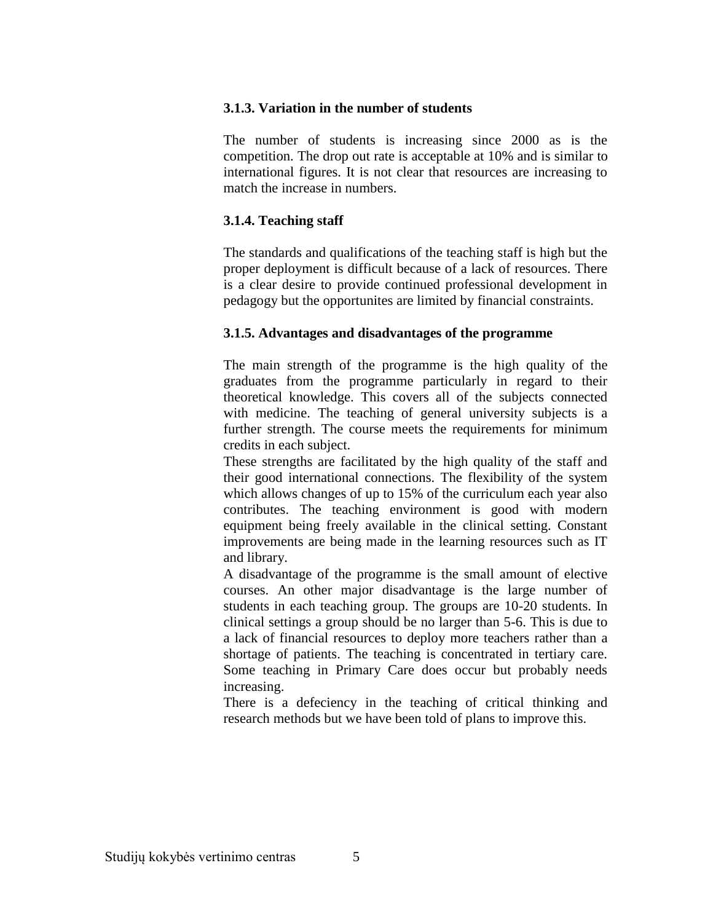### 3.1.3. Variation in the number of students

The number of students is increasing since 2000 as is the competition. The drop out rate is acceptable at 10% and is similar to international figures. It is not clear that resources are increasing to match the increase in numbers.

### 3.1.4. Teaching staff

The standards and qualifications of the teaching staff is high but the proper deployment is difficult because of a lack of resources. There is a clear desire to provide continued professional development in pedagogy but the opportunites are limited by financial constraints.

### 3.1.5. Advantages and disadvantages of the programme

The main strength of the programme is the high quality of the graduates from the programme particularly in regard to their theoretical knowledge. This covers all of the subjects connected with medicine. The teaching of general university subjects is a further strength. The course meets the requirements for minimum credits in each subject.

These strengths are facilitated by the high quality of the staff and their good international connections. The flexibility of the system which allows changes of up to 15% of the curriculum each year also contributes. The teaching environment is good with modern equipment being freely available in the clinical setting. Constant improvements are being made in the learning resources such as IT and library.

A disadvantage of the programme is the small amount of elective courses. An other major disadvantage is the large number of students in each teaching group. The groups are 10-20 students. In clinical settings a group should be no larger than 5-6. This is due to a lack of financial resources to deploy more teachers rather than a shortage of patients. The teaching is concentrated in tertiary care. Some teaching in Primary Care does occur but probably needs increasing.

There is a defeciency in the teaching of critical thinking and research methods but we have been told of plans to improve this.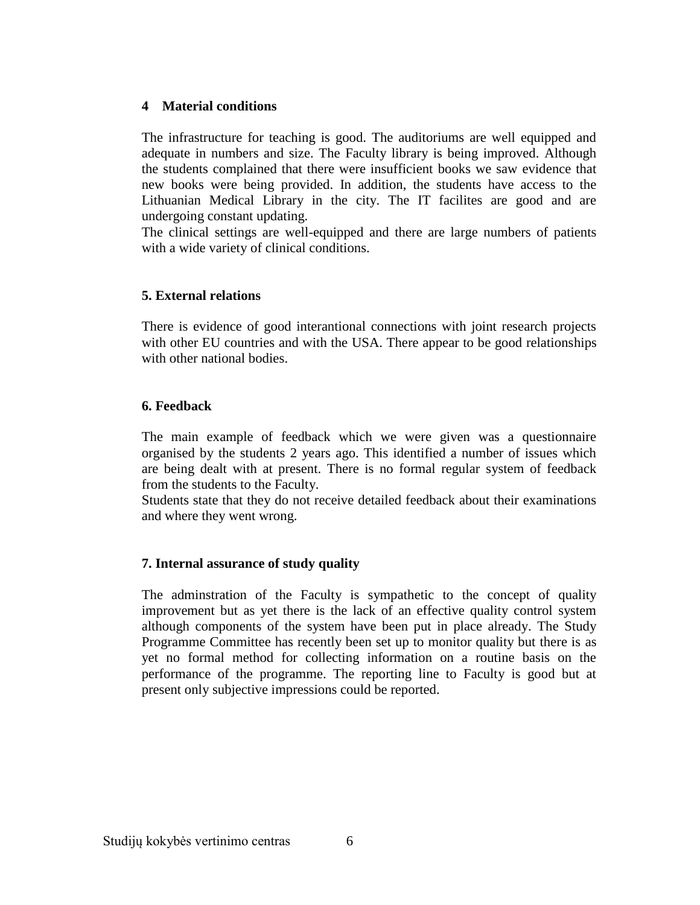## 4 Material conditions

The infrastructure for teaching is good. The auditoriums are well equipped and adequate in numbers and size. The Faculty library is being improved. Although the students complained that there were insufficient books we saw evidence that new books were being provided. In addition, the students have access to the Lithuanian Medical Library in the city. The IT facilites are good and are undergoing constant updating.

The clinical settings are well-equipped and there are large numbers of patients with a wide variety of clinical conditions.

## 5. External relations

There is evidence of good interantional connections with joint research projects with other EU countries and with the USA. There appear to be good relationships with other national bodies.

## 6. Feedback

The main example of feedback which we were given was a questionnaire organised by the students 2 years ago. This identified a number of issues which are being dealt with at present. There is no formal regular system of feedback from the students to the Faculty.

Students state that they do not receive detailed feedback about their examinations and where they went wrong.

## 7. Internal assurance of study quality

The adminstration of the Faculty is sympathetic to the concept of quality improvement but as yet there is the lack of an effective quality control system although components of the system have been put in place already. The Study Programme Committee has recently been set up to monitor quality but there is as yet no formal method for collecting information on a routine basis on the performance of the programme. The reporting line to Faculty is good but at present only subjective impressions could be reported.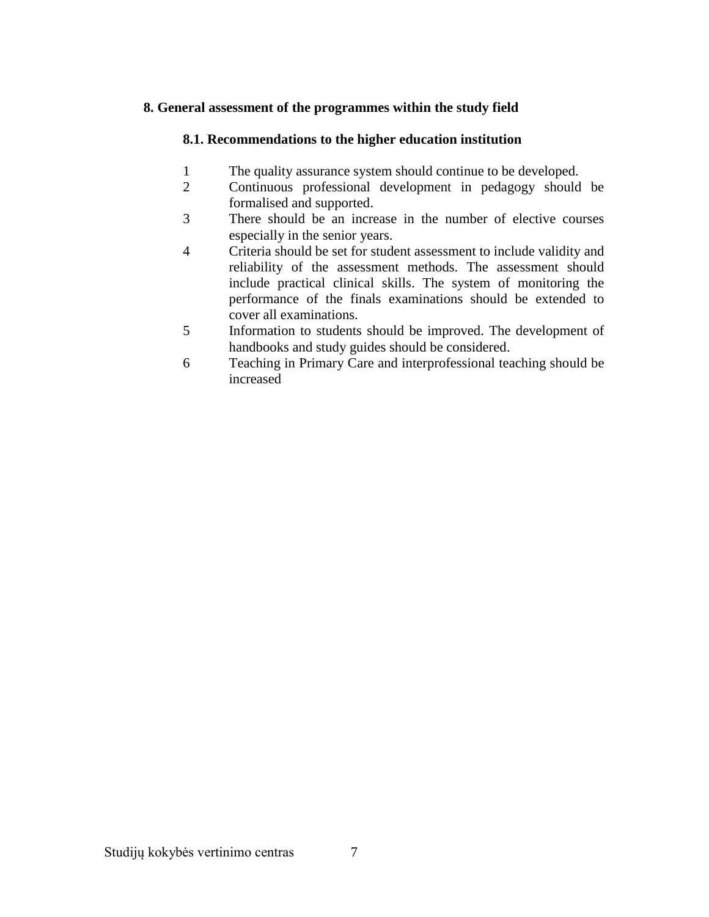## 8. General assessment of the programmes within the study field

### 8.1. Recommendations to the higher education institution

1. The quality assurance system should continue to be developed.
2. Continuous professional development in pedagogy should be formalised and supported.
3. There should be an increase in the number of elective courses especially in the senior years.
4. Criteria should be set for student assessment to include validity and reliability of the assessment methods. The assessment should include practical clinical skills. The system of monitoring the performance of the finals examinations should be extended to cover all examinations.
5. Information to students should be improved. The development of handbooks and study guides should be considered.
6. Teaching in Primary Care and interprofessional teaching should be increased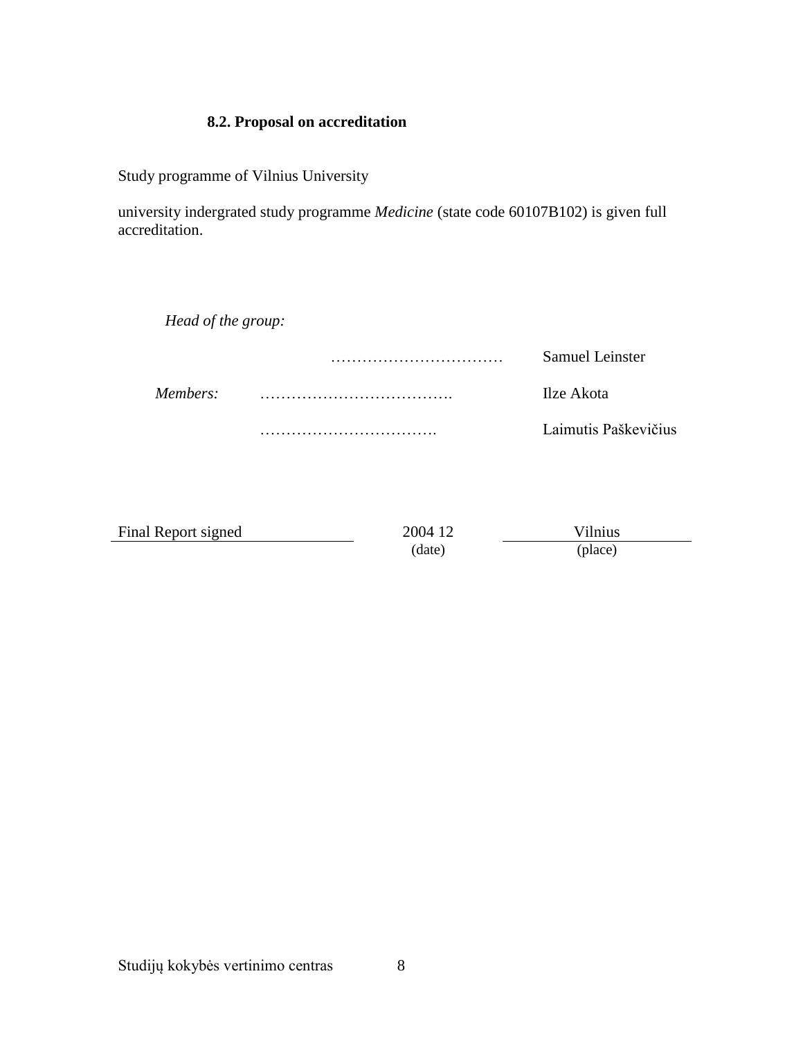### 8.2. Proposal on accreditation

Study programme of Vilnius University

university indergrated study programme *Medicine* (state code 60107B102) is given full accreditation.

*Head of the group:*

| | | |
|---|---|---|
| | …………………………… | Samuel Leinster |
| *Members:* | ………………………………. | Ilze Akota |
| | ……………………………. | Laimutis Paškevičius |

| Final Report signed | 2004 12 | Vilnius |
|---|---|---|
| | (date) | (place) |